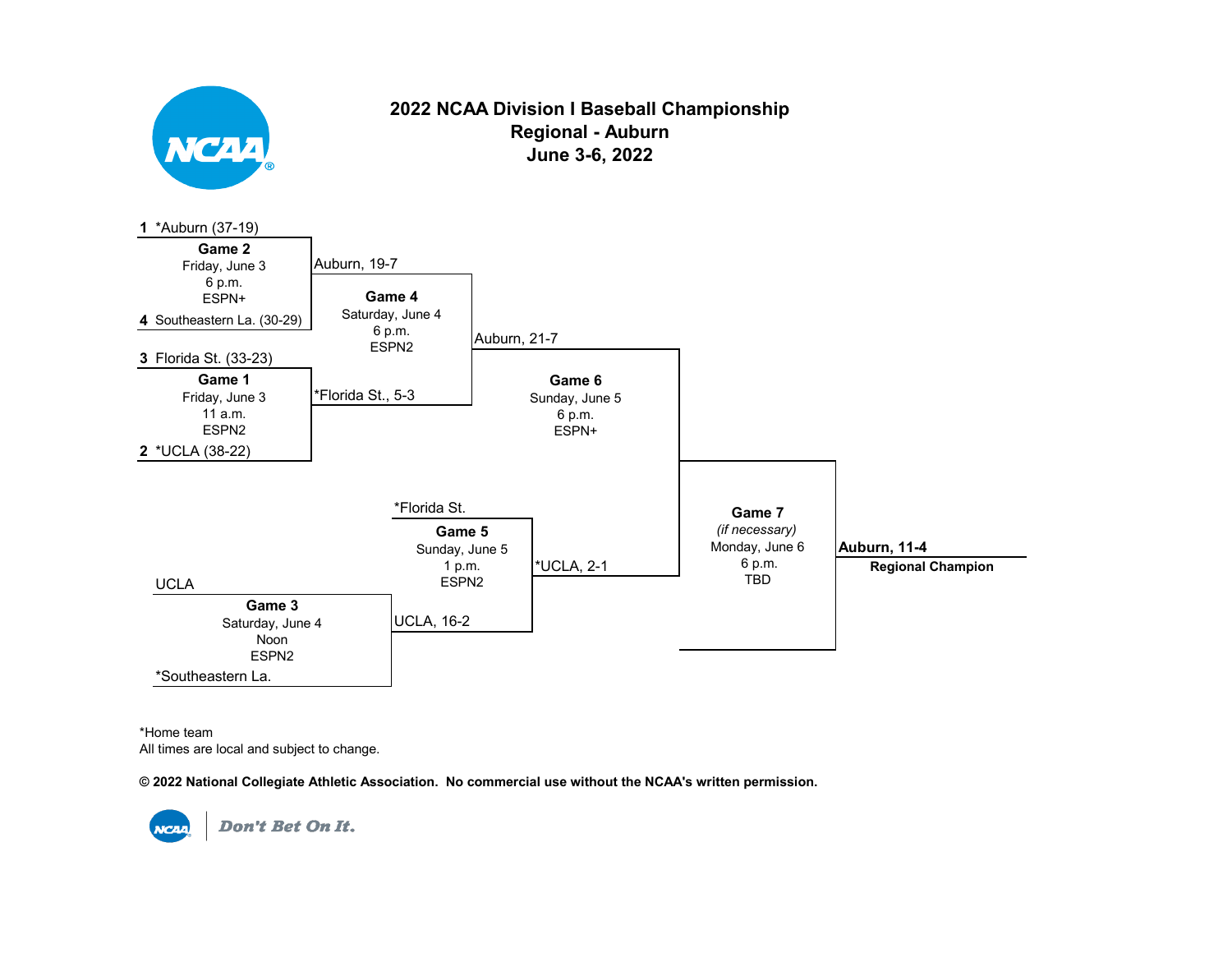# 2022 NCAA Division I Baseball Championship
## Regional - Auburn
## June 3-6, 2022

**Game 2** – Friday, June 3, 6 p.m., ESPN+
- 1 *Auburn (37-19)
- 4 Southeastern La. (30-29)
- Winner: Auburn, 19-7

**Game 1** – Friday, June 3, 11 a.m., ESPN2
- 3 Florida St. (33-23)
- 2 *UCLA (38-22)
- Winner: *Florida St., 5-3

**Game 4** – Saturday, June 4, 6 p.m., ESPN2
- Auburn, 19-7
- *Florida St., 5-3
- Winner: Auburn, 21-7

**Game 3** – Saturday, June 4, Noon, ESPN2
- UCLA
- *Southeastern La.
- Winner: UCLA, 16-2

**Game 5** – Sunday, June 5, 1 p.m., ESPN2
- *Florida St.
- UCLA, 16-2
- Winner: *UCLA, 2-1

**Game 6** – Sunday, June 5, 6 p.m., ESPN+
- Auburn, 21-7
- *UCLA, 2-1

**Game 7** – *(if necessary)* Monday, June 6, 6 p.m., TBD

**Auburn, 11-4**
**Regional Champion**

*Home team
All times are local and subject to change.

**© 2022 National Collegiate Athletic Association. No commercial use without the NCAA's written permission.**

Don't Bet On It.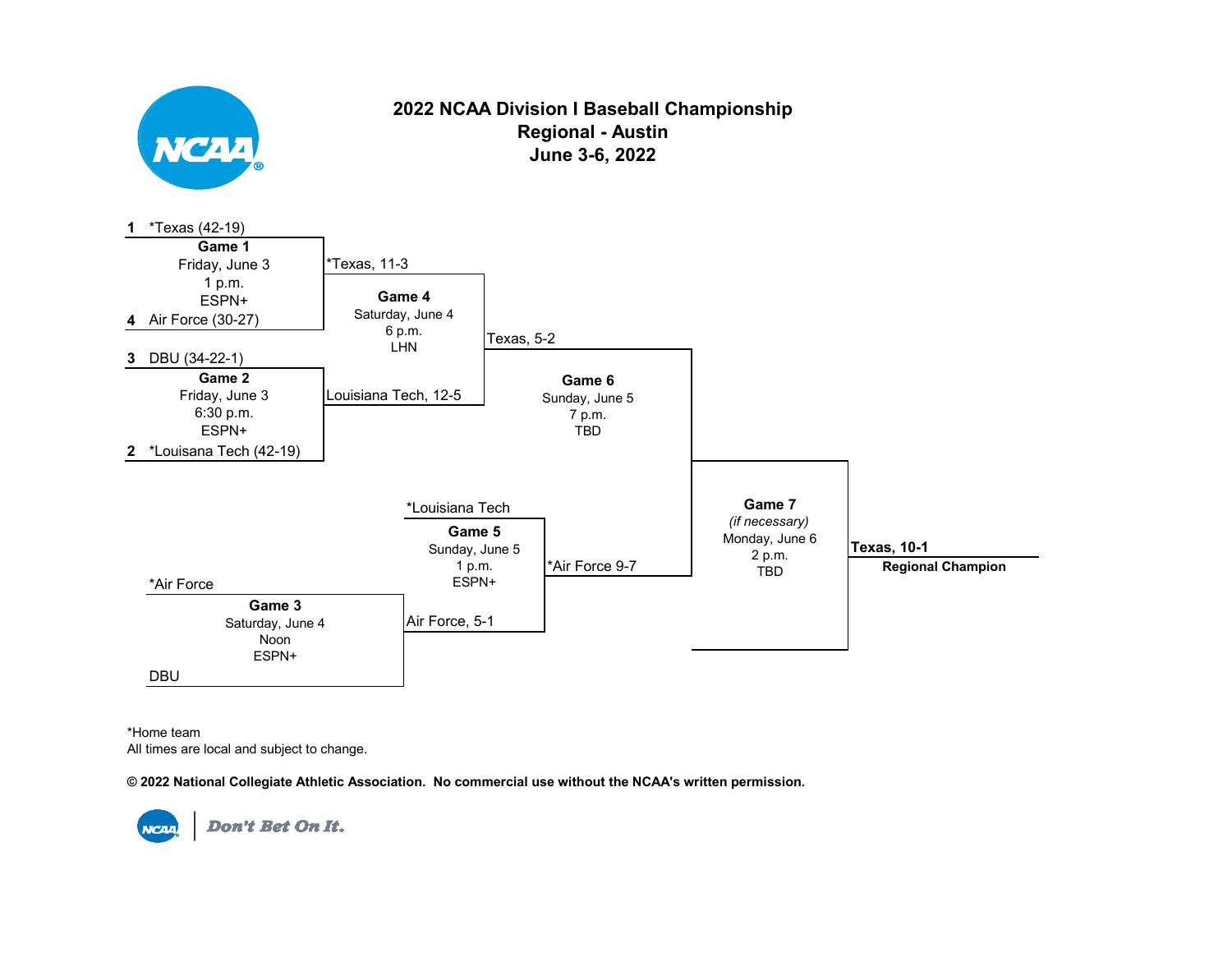# 2022 NCAA Division I Baseball Championship
## Regional - Austin
## June 3-6, 2022

**Game 1** — Friday, June 3, 1 p.m., ESPN+
- 1 *Texas (42-19)
- 4 Air Force (30-27)
- Result: *Texas, 11-3

**Game 2** — Friday, June 3, 6:30 p.m., ESPN+
- 3 DBU (34-22-1)
- 2 *Louisana Tech (42-19)
- Result: Louisiana Tech, 12-5

**Game 3** — Saturday, June 4, Noon, ESPN+
- *Air Force
- DBU
- Result: Air Force, 5-1

**Game 4** — Saturday, June 4, 6 p.m., LHN
- *Texas
- Louisiana Tech
- Result: Texas, 5-2

**Game 5** — Sunday, June 5, 1 p.m., ESPN+
- *Louisiana Tech
- Air Force
- Result: *Air Force 9-7

**Game 6** — Sunday, June 5, 7 p.m., TBD
- Texas
- *Air Force
- Result: **Texas, 10-1**

**Game 7** *(if necessary)* — Monday, June 6, 2 p.m., TBD

**Texas, 10-1**
**Regional Champion**

*Home team
All times are local and subject to change.

**© 2022 National Collegiate Athletic Association. No commercial use without the NCAA's written permission.**

Don't Bet On It.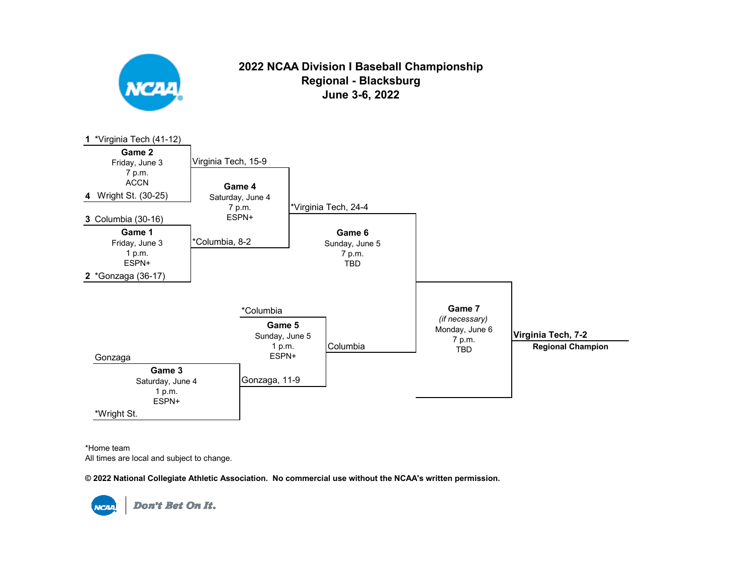# 2022 NCAA Division I Baseball Championship
## Regional - Blacksburg
## June 3-6, 2022

1 *Virginia Tech (41-12)

**Game 2**
Friday, June 3
7 p.m.
ACCN

4 Wright St. (30-25)

3 Columbia (30-16)

**Game 1**
Friday, June 3
1 p.m.
ESPN+

2 *Gonzaga (36-17)

Virginia Tech, 15-9

*Columbia, 8-2

**Game 4**
Saturday, June 4
7 p.m.
ESPN+

*Virginia Tech, 24-4

**Game 6**
Sunday, June 5
7 p.m.
TBD

Gonzaga

**Game 3**
Saturday, June 4
1 p.m.
ESPN+

*Wright St.

*Columbia

**Game 5**
Sunday, June 5
1 p.m.
ESPN+

Gonzaga, 11-9

Columbia

**Game 7**
*(if necessary)*
Monday, June 6
7 p.m.
TBD

**Virginia Tech, 7-2**
**Regional Champion**

*Home team
All times are local and subject to change.

**© 2022 National Collegiate Athletic Association. No commercial use without the NCAA's written permission.**

Don't Bet On It.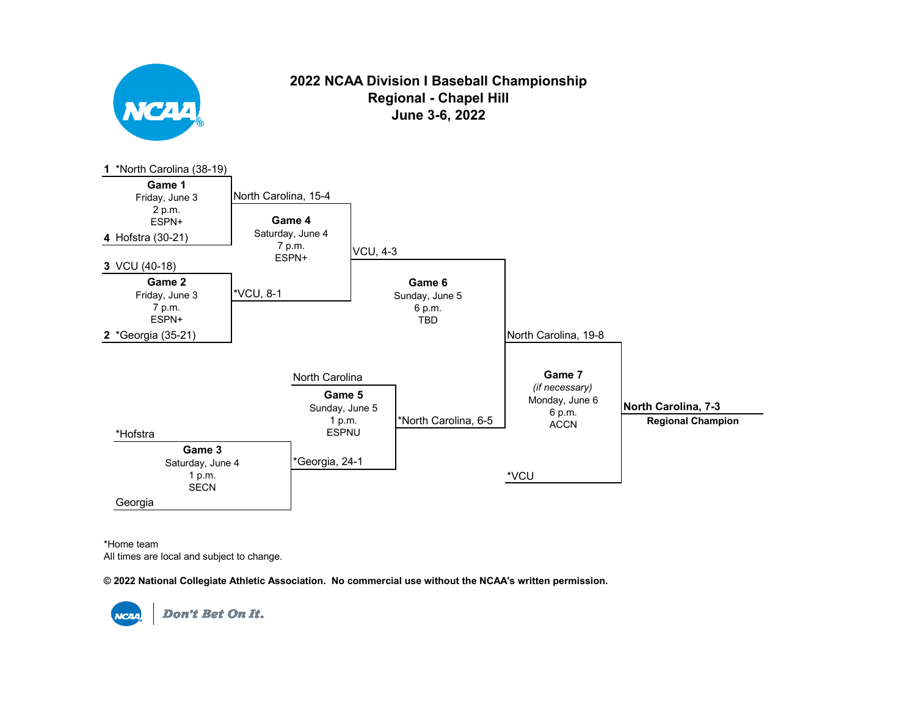# 2022 NCAA Division I Baseball Championship
## Regional - Chapel Hill
## June 3-6, 2022

1 *North Carolina (38-19)

**Game 1**
Friday, June 3
2 p.m.
ESPN+

4 Hofstra (30-21)

North Carolina, 15-4

**Game 4**
Saturday, June 4
7 p.m.
ESPN+

3 VCU (40-18)

**Game 2**
Friday, June 3
7 p.m.
ESPN+

2 *Georgia (35-21)

*VCU, 8-1

VCU, 4-3

**Game 6**
Sunday, June 5
6 p.m.
TBD

North Carolina, 19-8

North Carolina

**Game 5**
Sunday, June 5
1 p.m.
ESPNU

*Hofstra

**Game 3**
Saturday, June 4
1 p.m.
SECN

Georgia

*Georgia, 24-1

*North Carolina, 6-5

**Game 7**
*(if necessary)*
Monday, June 6
6 p.m.
ACCN

*VCU

**North Carolina, 7-3**
**Regional Champion**

*Home team
All times are local and subject to change.

**© 2022 National Collegiate Athletic Association. No commercial use without the NCAA's written permission.**

Don't Bet On It.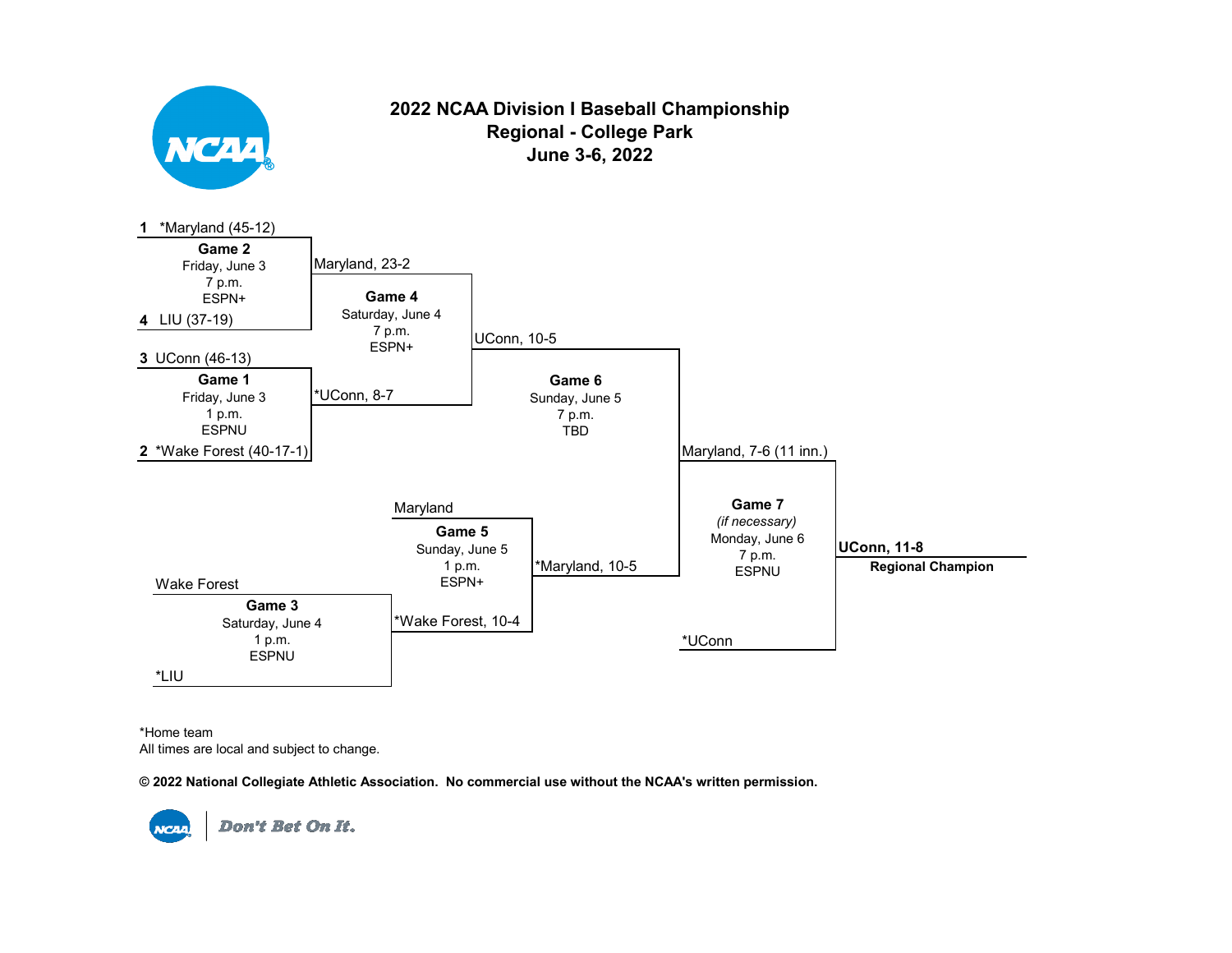# 2022 NCAA Division I Baseball Championship
## Regional - College Park
## June 3-6, 2022

**1** *Maryland (45-12)

**Game 2**
Friday, June 3
7 p.m.
ESPN+

**4** LIU (37-19)

Maryland, 23-2

**Game 4**
Saturday, June 4
7 p.m.
ESPN+

**3** UConn (46-13)

**Game 1**
Friday, June 3
1 p.m.
ESPNU

**2** *Wake Forest (40-17-1)

*UConn, 8-7

UConn, 10-5

**Game 6**
Sunday, June 5
7 p.m.
TBD

Maryland, 7-6 (11 inn.)

Maryland

**Game 5**
Sunday, June 5
1 p.m.
ESPN+

*Maryland, 10-5

Wake Forest

**Game 3**
Saturday, June 4
1 p.m.
ESPNU

*LIU

*Wake Forest, 10-4

**Game 7**
*(if necessary)*
Monday, June 6
7 p.m.
ESPNU

*UConn

**UConn, 11-8**
**Regional Champion**

*Home team
All times are local and subject to change.

**© 2022 National Collegiate Athletic Association. No commercial use without the NCAA's written permission.**

Don't Bet On It.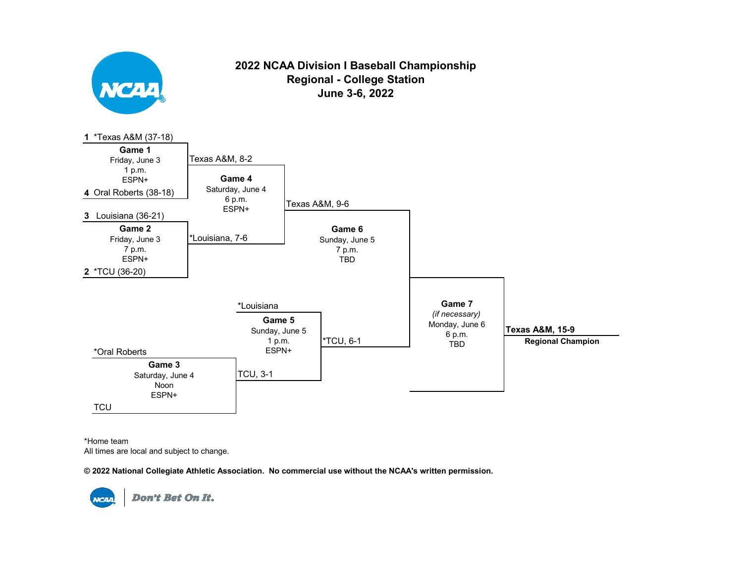# 2022 NCAA Division I Baseball Championship
## Regional - College Station
## June 3-6, 2022

**Game 1** — Friday, June 3, 1 p.m., ESPN+
- 1 *Texas A&M (37-18)
- 4 Oral Roberts (38-18)
- Winner: Texas A&M, 8-2

**Game 2** — Friday, June 3, 7 p.m., ESPN+
- 3 Louisiana (36-21)
- 2 *TCU (36-20)
- Winner: *Louisiana, 7-6

**Game 3** — Saturday, June 4, Noon, ESPN+
- *Oral Roberts
- TCU
- Winner: TCU, 3-1

**Game 4** — Saturday, June 4, 6 p.m., ESPN+
- Texas A&M, 8-2
- *Louisiana, 7-6
- Winner: Texas A&M, 9-6

**Game 5** — Sunday, June 5, 1 p.m., ESPN+
- *Louisiana
- TCU, 3-1
- Winner: *TCU, 6-1

**Game 6** — Sunday, June 5, 7 p.m., TBD
- Texas A&M, 9-6
- *TCU, 6-1

**Game 7** *(if necessary)* — Monday, June 6, 6 p.m., TBD

**Texas A&M, 15-9**
**Regional Champion**

*Home team
All times are local and subject to change.

**© 2022 National Collegiate Athletic Association. No commercial use without the NCAA's written permission.**

Don't Bet On It.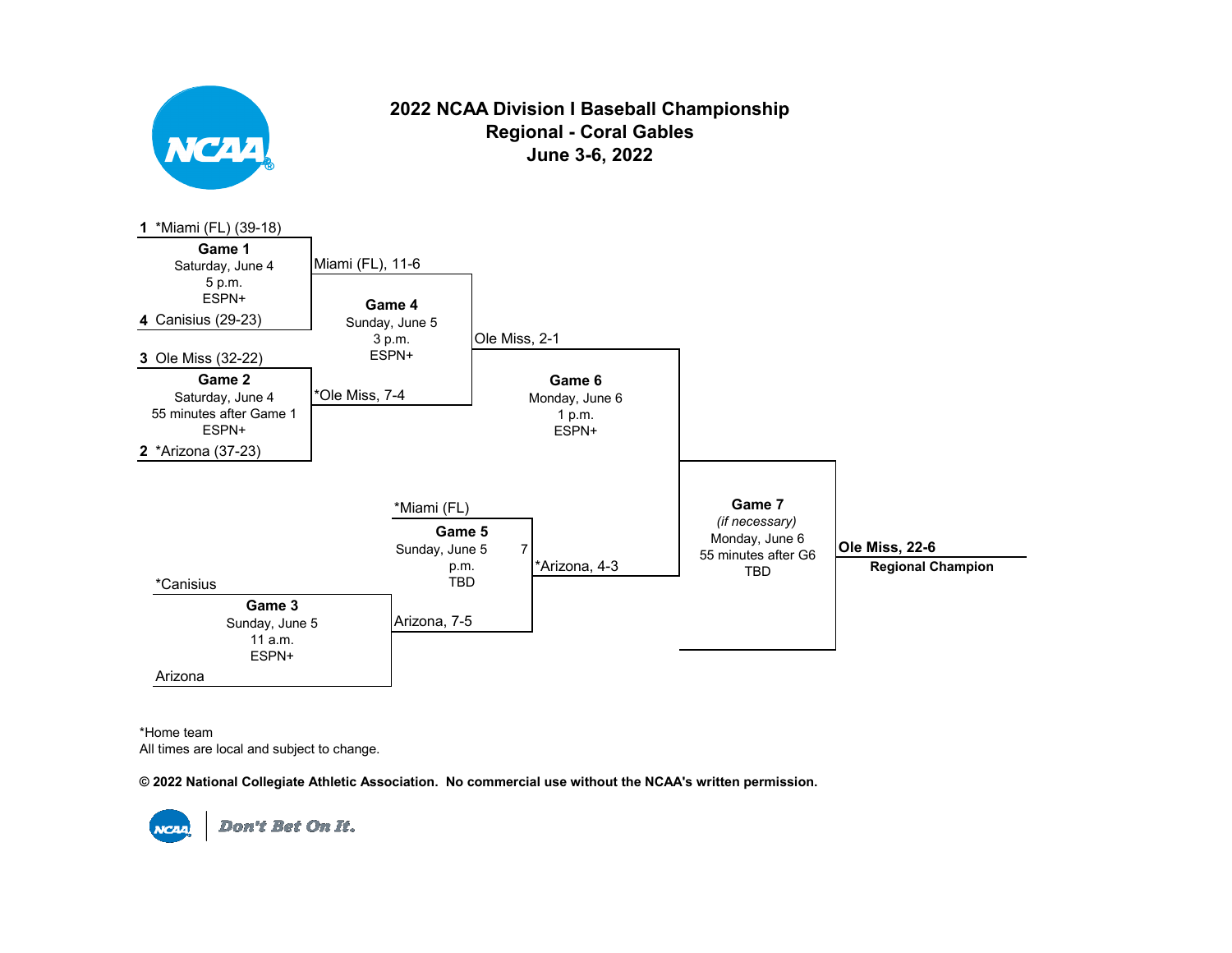# 2022 NCAA Division I Baseball Championship
## Regional - Coral Gables
## June 3-6, 2022

1 *Miami (FL) (39-18)

**Game 1**
Saturday, June 4
5 p.m.
ESPN+

4 Canisius (29-23)

Miami (FL), 11-6

3 Ole Miss (32-22)

**Game 2**
Saturday, June 4
55 minutes after Game 1
ESPN+

2 *Arizona (37-23)

*Ole Miss, 7-4

**Game 4**
Sunday, June 5
3 p.m.
ESPN+

Ole Miss, 2-1

**Game 6**
Monday, June 6
1 p.m.
ESPN+

*Miami (FL)

**Game 5**
Sunday, June 5
7 p.m.
TBD

*Arizona, 4-3

*Canisius

**Game 3**
Sunday, June 5
11 a.m.
ESPN+

Arizona

Arizona, 7-5

**Game 7**
*(if necessary)*
Monday, June 6
55 minutes after G6
TBD

**Ole Miss, 22-6**
**Regional Champion**

*Home team
All times are local and subject to change.

**© 2022 National Collegiate Athletic Association. No commercial use without the NCAA's written permission.**

Don't Bet On It.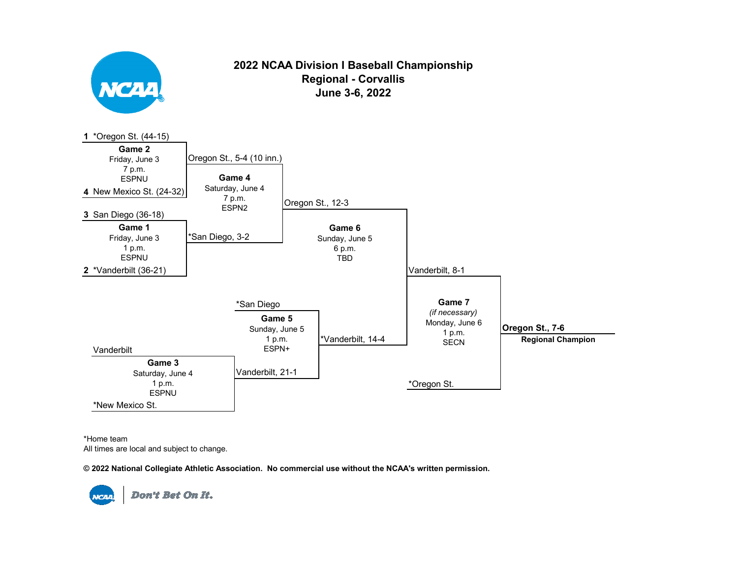# 2022 NCAA Division I Baseball Championship
## Regional - Corvallis
## June 3-6, 2022

1 *Oregon St. (44-15)

**Game 2**
Friday, June 3
7 p.m.
ESPNU

4 New Mexico St. (24-32)

Oregon St., 5-4 (10 inn.)

**Game 4**
Saturday, June 4
7 p.m.
ESPN2

3 San Diego (36-18)

**Game 1**
Friday, June 3
1 p.m.
ESPNU

2 *Vanderbilt (36-21)

*San Diego, 3-2

Oregon St., 12-3

**Game 6**
Sunday, June 5
6 p.m.
TBD

Vanderbilt, 8-1

*San Diego

**Game 5**
Sunday, June 5
1 p.m.
ESPN+

*Vanderbilt, 14-4

Vanderbilt

**Game 3**
Saturday, June 4
1 p.m.
ESPNU

*New Mexico St.

Vanderbilt, 21-1

**Game 7**
*(if necessary)*
Monday, June 6
1 p.m.
SECN

*Oregon St.

**Oregon St., 7-6**
**Regional Champion**

*Home team
All times are local and subject to change.

**© 2022 National Collegiate Athletic Association. No commercial use without the NCAA's written permission.**

Don't Bet On It.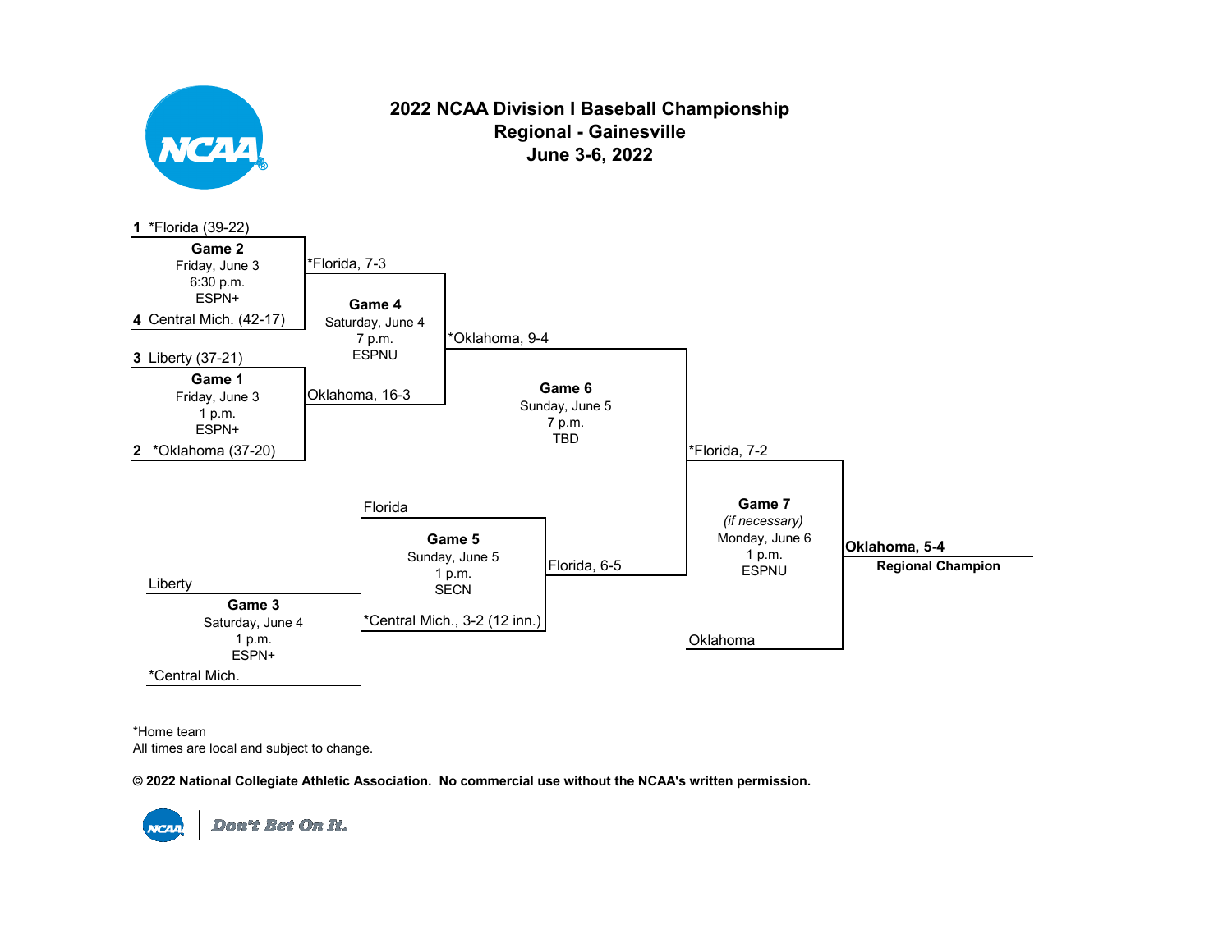# 2022 NCAA Division I Baseball Championship
## Regional - Gainesville
## June 3-6, 2022

1 *Florida (39-22)

**Game 2**
Friday, June 3
6:30 p.m.
ESPN+

4 Central Mich. (42-17)

*Florida, 7-3

**Game 4**
Saturday, June 4
7 p.m.
ESPNU

3 Liberty (37-21)

**Game 1**
Friday, June 3
1 p.m.
ESPN+

2 *Oklahoma (37-20)

Oklahoma, 16-3

*Oklahoma, 9-4

**Game 6**
Sunday, June 5
7 p.m.
TBD

*Florida, 7-2

Florida

**Game 5**
Sunday, June 5
1 p.m.
SECN

Florida, 6-5

Liberty

**Game 3**
Saturday, June 4
1 p.m.
ESPN+

*Central Mich.

*Central Mich., 3-2 (12 inn.)

**Game 7**
*(if necessary)*
Monday, June 6
1 p.m.
ESPNU

Oklahoma

**Oklahoma, 5-4**
**Regional Champion**

*Home team
All times are local and subject to change.

**© 2022 National Collegiate Athletic Association. No commercial use without the NCAA's written permission.**

Don't Bet On It.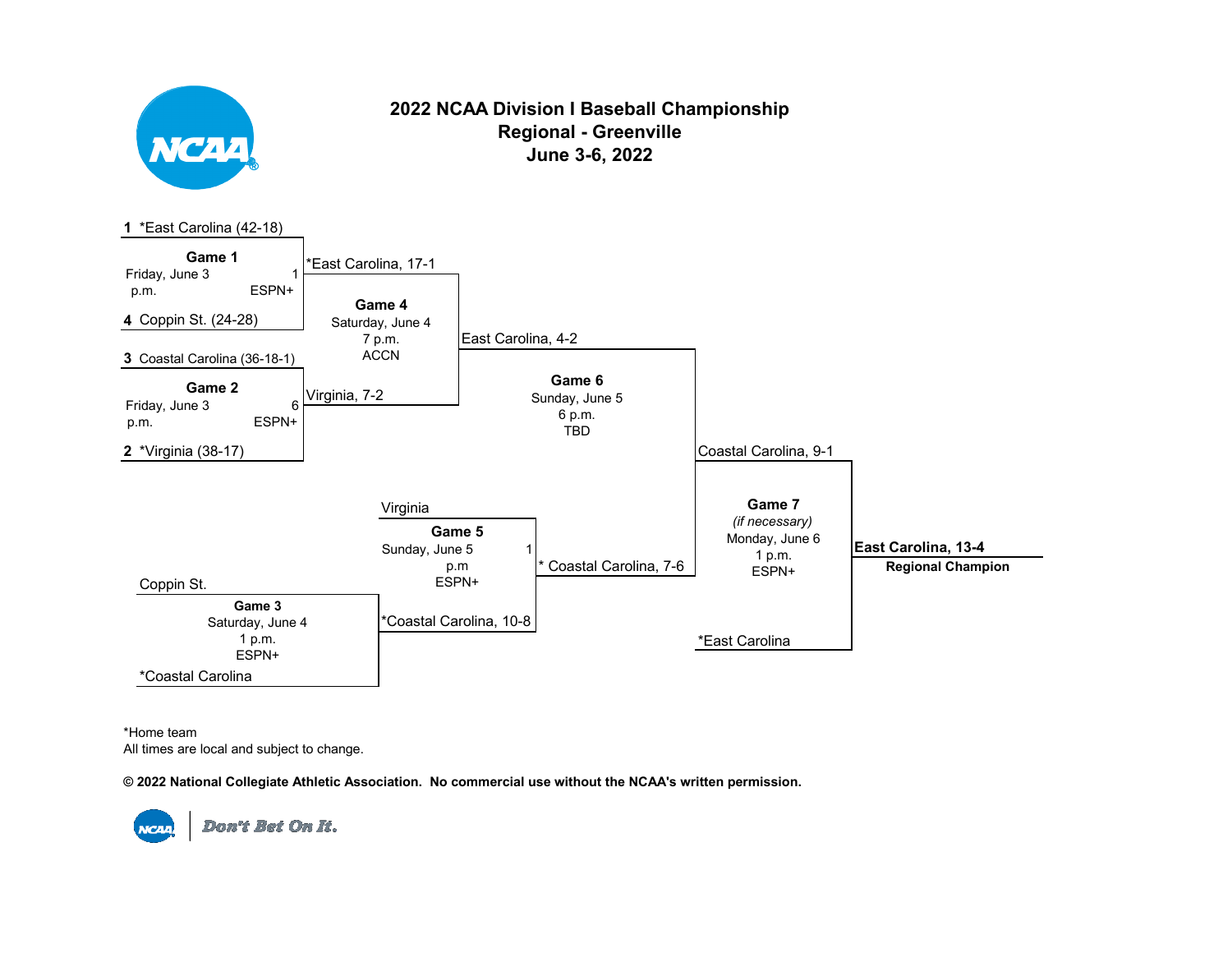# 2022 NCAA Division I Baseball Championship
## Regional - Greenville
## June 3-6, 2022

**Game 1** – Friday, June 3, 1 p.m., ESPN+
- 1 *East Carolina (42-18)
- 4 Coppin St. (24-28)
- Winner: *East Carolina, 17-1

**Game 2** – Friday, June 3, 6 p.m., ESPN+
- 3 Coastal Carolina (36-18-1)
- 2 *Virginia (38-17)
- Winner: Virginia, 7-2

**Game 3** – Saturday, June 4, 1 p.m., ESPN+
- Coppin St.
- *Coastal Carolina
- Winner: *Coastal Carolina, 10-8

**Game 4** – Saturday, June 4, 7 p.m., ACCN
- *East Carolina, 17-1
- Virginia, 7-2
- Winner: East Carolina, 4-2

**Game 5** – Sunday, June 5, 1 p.m, ESPN+
- Virginia
- *Coastal Carolina, 10-8
- Winner: * Coastal Carolina, 7-6

**Game 6** – Sunday, June 5, 6 p.m., TBD
- East Carolina, 4-2
- * Coastal Carolina, 7-6
- Winner: Coastal Carolina, 9-1

**Game 7** *(if necessary)* – Monday, June 6, 1 p.m., ESPN+
- Coastal Carolina, 9-1
- *East Carolina
- Winner: East Carolina, 13-4

**East Carolina, 13-4**
**Regional Champion**

*Home team
All times are local and subject to change.

**© 2022 National Collegiate Athletic Association. No commercial use without the NCAA's written permission.**

Don't Bet On It.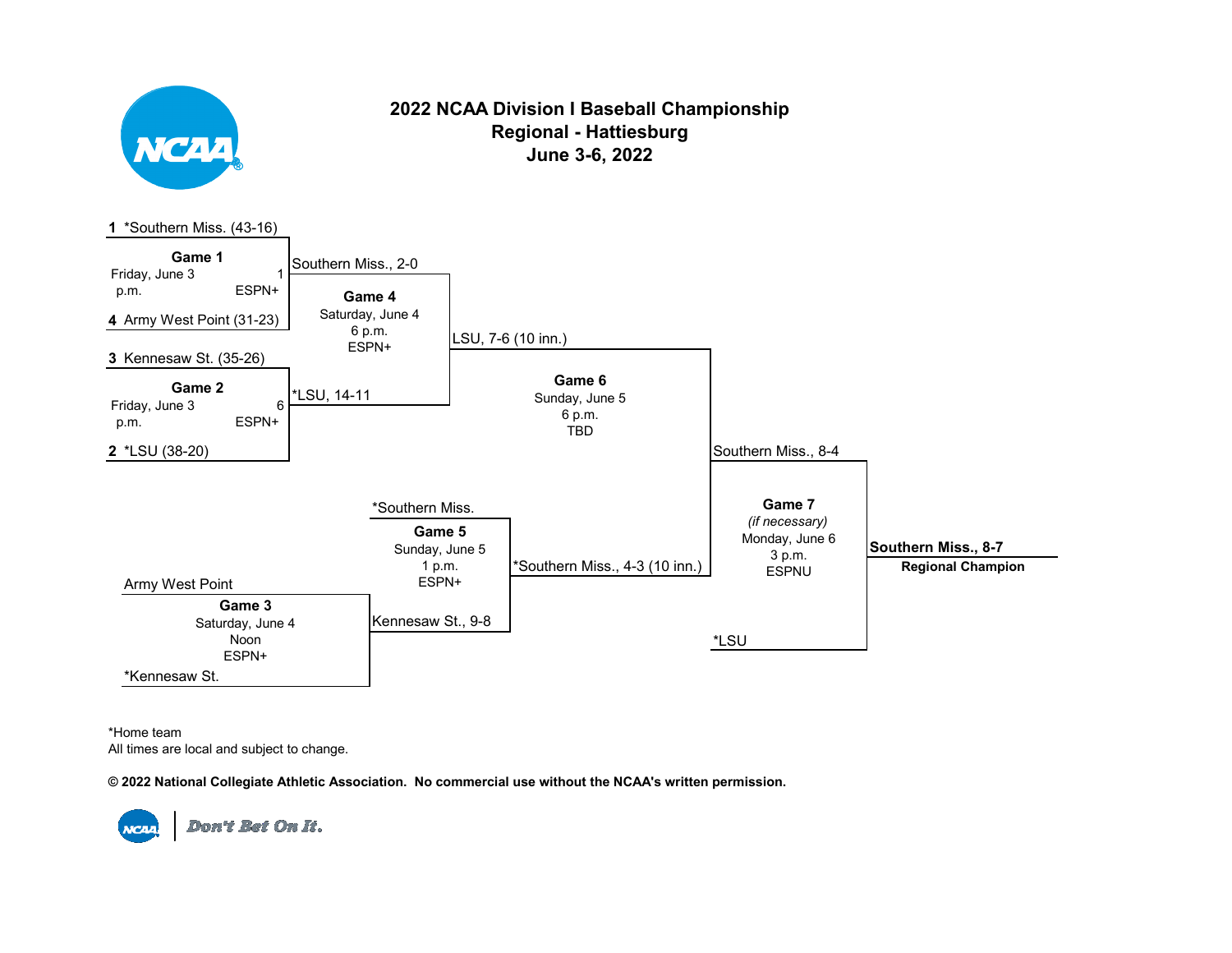# 2022 NCAA Division I Baseball Championship
## Regional - Hattiesburg
## June 3-6, 2022

**Game 1** — Friday, June 3, 1 p.m., ESPN+
- 1 *Southern Miss. (43-16)
- 4 Army West Point (31-23)
- Result: Southern Miss., 2-0

**Game 2** — Friday, June 3, 6 p.m., ESPN+
- 3 Kennesaw St. (35-26)
- 2 *LSU (38-20)
- Result: *LSU, 14-11

**Game 3** — Saturday, June 4, Noon, ESPN+
- Army West Point
- *Kennesaw St.
- Result: Kennesaw St., 9-8

**Game 4** — Saturday, June 4, 6 p.m., ESPN+
- Southern Miss., 2-0
- *LSU, 14-11
- Result: LSU, 7-6 (10 inn.)

**Game 5** — Sunday, June 5, 1 p.m., ESPN+
- *Southern Miss.
- Kennesaw St., 9-8
- Result: *Southern Miss., 4-3 (10 inn.)

**Game 6** — Sunday, June 5, 6 p.m., TBD
- LSU, 7-6 (10 inn.)
- *Southern Miss., 4-3 (10 inn.)
- Result: Southern Miss., 8-4

**Game 7** *(if necessary)* — Monday, June 6, 3 p.m., ESPNU
- Southern Miss., 8-4
- *LSU
- Result: **Southern Miss., 8-7**

**Regional Champion**

*Home team
All times are local and subject to change.

**© 2022 National Collegiate Athletic Association. No commercial use without the NCAA's written permission.**

Don't Bet On It.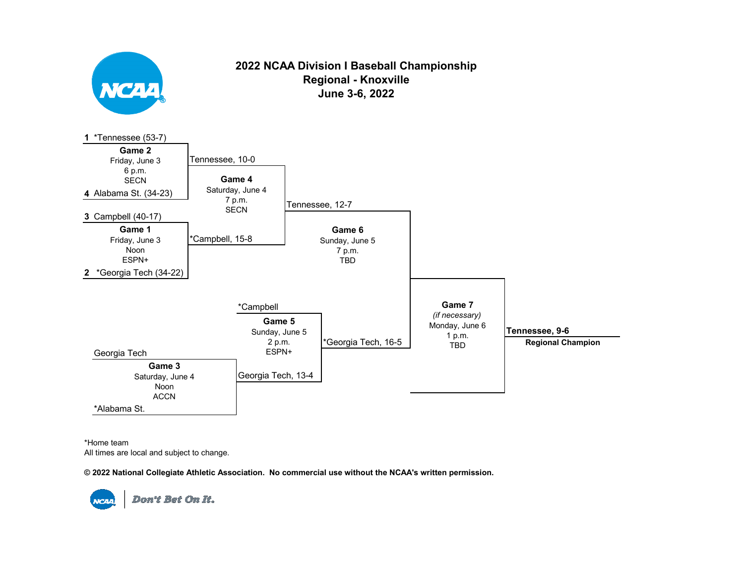# 2022 NCAA Division I Baseball Championship
## Regional - Knoxville
## June 3-6, 2022

1 *Tennessee (53-7)

**Game 2**
Friday, June 3
6 p.m.
SECN

4 Alabama St. (34-23)

Tennessee, 10-0

**Game 4**
Saturday, June 4
7 p.m.
SECN

3 Campbell (40-17)

**Game 1**
Friday, June 3
Noon
ESPN+

2 *Georgia Tech (34-22)

*Campbell, 15-8

Tennessee, 12-7

**Game 6**
Sunday, June 5
7 p.m.
TBD

*Campbell

**Game 5**
Sunday, June 5
2 p.m.
ESPN+

*Georgia Tech, 16-5

Georgia Tech

**Game 3**
Saturday, June 4
Noon
ACCN

*Alabama St.

Georgia Tech, 13-4

**Game 7**
*(if necessary)*
Monday, June 6
1 p.m.
TBD

**Tennessee, 9-6**
**Regional Champion**

*Home team
All times are local and subject to change.

**© 2022 National Collegiate Athletic Association. No commercial use without the NCAA's written permission.**

Don't Bet On It.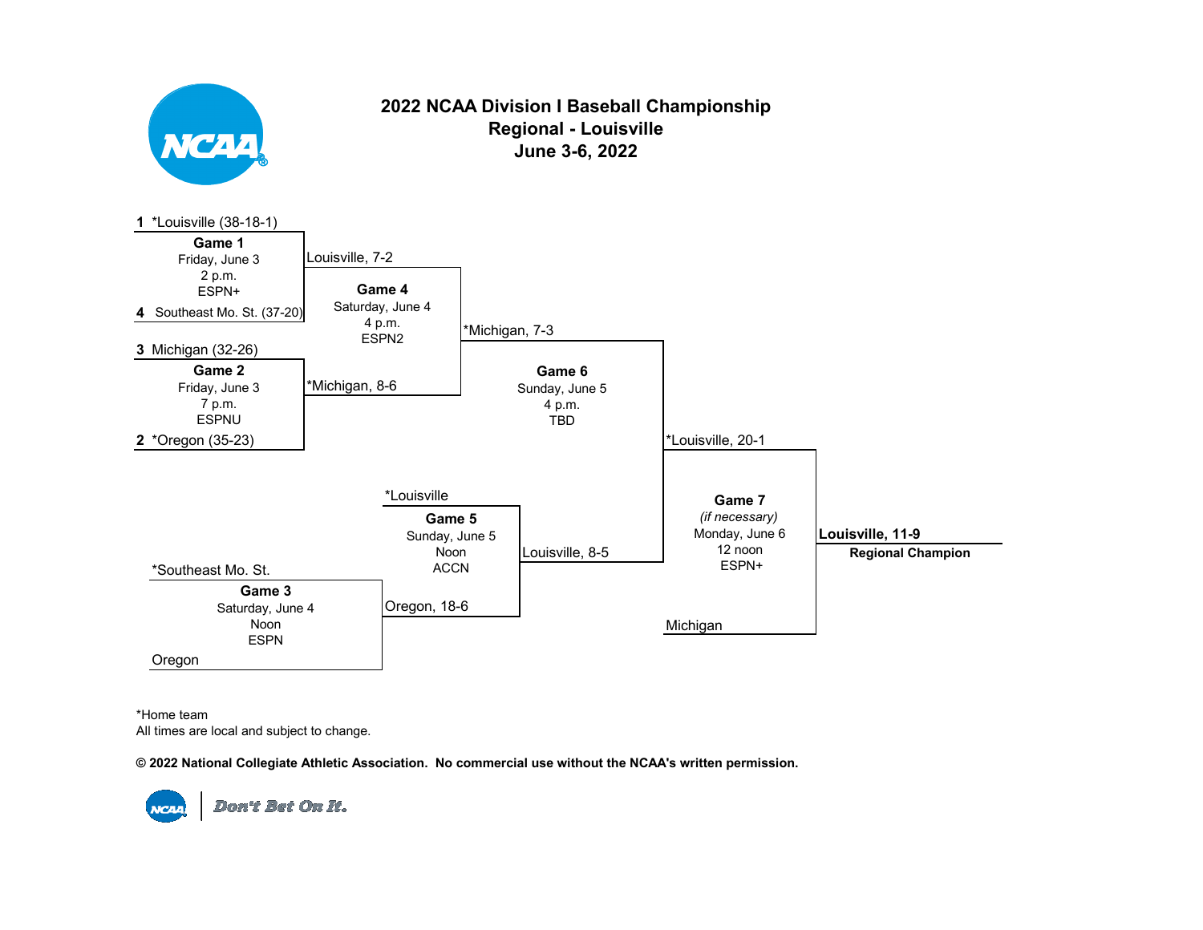# 2022 NCAA Division I Baseball Championship
## Regional - Louisville
## June 3-6, 2022

1 *Louisville (38-18-1)

**Game 1**
Friday, June 3
2 p.m.
ESPN+

4 Southeast Mo. St. (37-20)

Louisville, 7-2

3 Michigan (32-26)

**Game 2**
Friday, June 3
7 p.m.
ESPNU

2 *Oregon (35-23)

*Michigan, 8-6

**Game 4**
Saturday, June 4
4 p.m.
ESPN2

*Michigan, 7-3

**Game 6**
Sunday, June 5
4 p.m.
TBD

*Louisville, 20-1

*Southeast Mo. St.

**Game 3**
Saturday, June 4
Noon
ESPN

Oregon

*Louisville

**Game 5**
Sunday, June 5
Noon
ACCN

Oregon, 18-6

Louisville, 8-5

**Game 7**
*(if necessary)*
Monday, June 6
12 noon
ESPN+

Michigan

**Louisville, 11-9**
**Regional Champion**

*Home team
All times are local and subject to change.

**© 2022 National Collegiate Athletic Association. No commercial use without the NCAA's written permission.**

Don't Bet On It.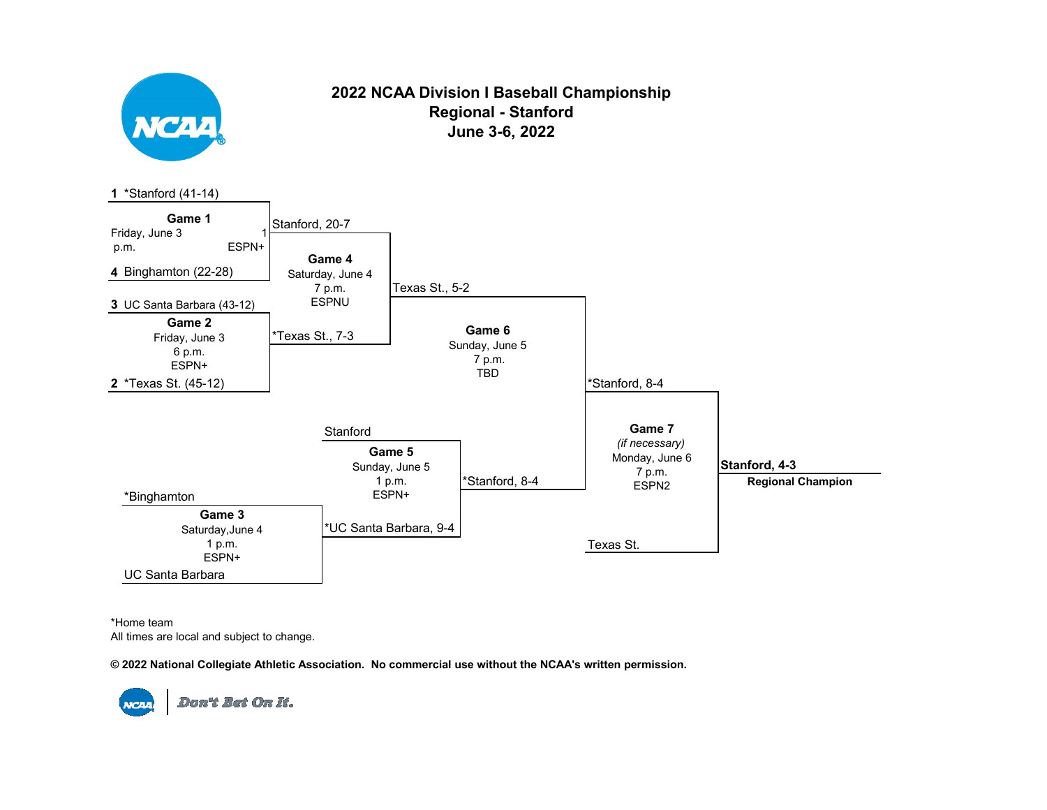# 2022 NCAA Division I Baseball Championship
## Regional - Stanford
## June 3-6, 2022

1 *Stanford (41-14)

**Game 1**
Friday, June 3
1 p.m.
ESPN+

4 Binghamton (22-28)

Stanford, 20-7

3 UC Santa Barbara (43-12)

**Game 2**
Friday, June 3
6 p.m.
ESPN+

2 *Texas St. (45-12)

*Texas St., 7-3

**Game 4**
Saturday, June 4
7 p.m.
ESPNU

Texas St., 5-2

**Game 6**
Sunday, June 5
7 p.m.
TBD

*Stanford, 8-4

Stanford

**Game 5**
Sunday, June 5
1 p.m.
ESPN+

*Stanford, 8-4

*Binghamton

**Game 3**
Saturday,June 4
1 p.m.
ESPN+

UC Santa Barbara

*UC Santa Barbara, 9-4

**Game 7**
*(if necessary)*
Monday, June 6
7 p.m.
ESPN2

Texas St.

**Stanford, 4-3**
**Regional Champion**

*Home team
All times are local and subject to change.

**© 2022 National Collegiate Athletic Association. No commercial use without the NCAA's written permission.**

Don't Bet On It.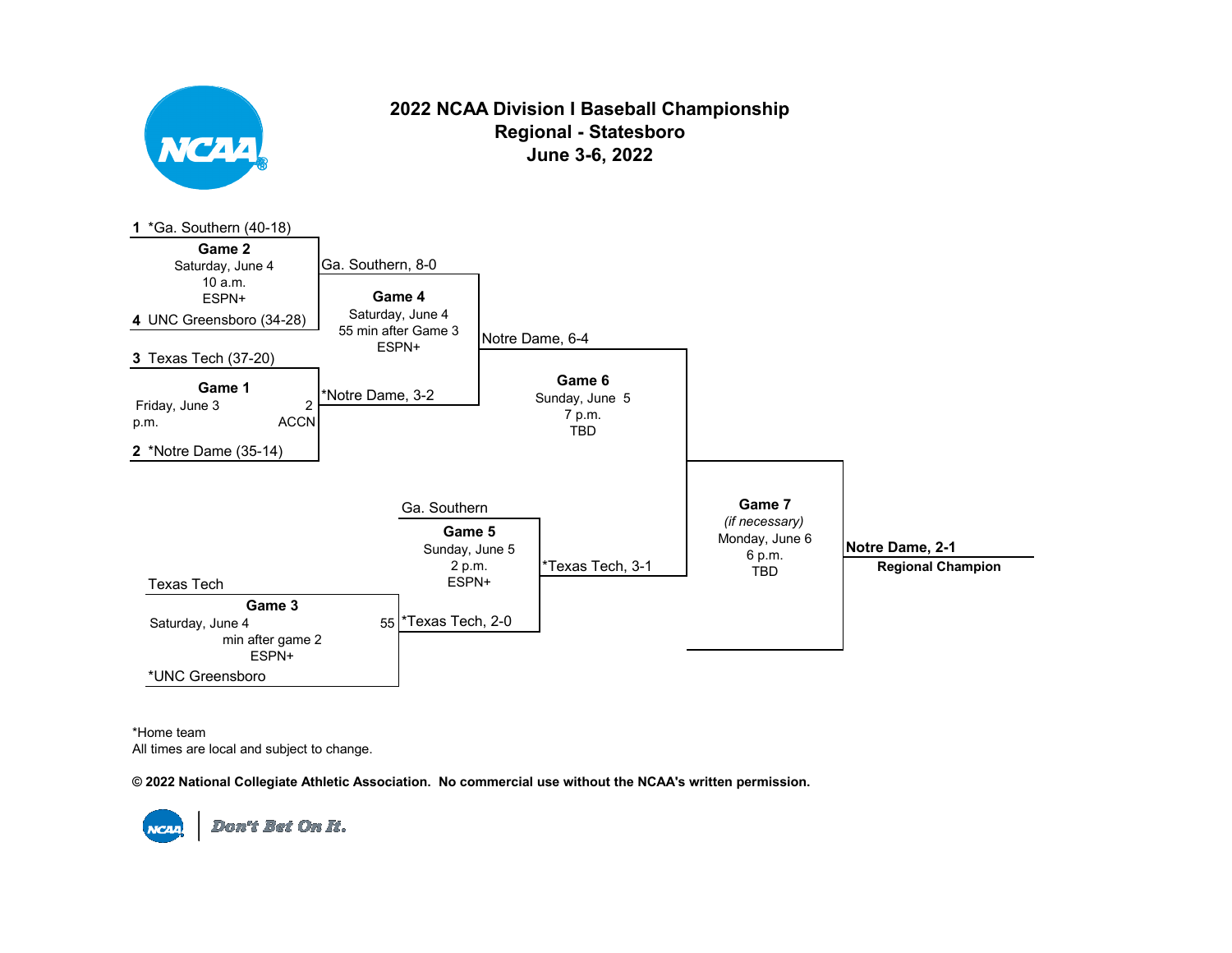# 2022 NCAA Division I Baseball Championship
## Regional - Statesboro
## June 3-6, 2022

1 *Ga. Southern (40-18)

**Game 2**
Saturday, June 4
10 a.m.
ESPN+

4 UNC Greensboro (34-28)

3 Texas Tech (37-20)

**Game 1**
Friday, June 3 2
p.m. ACCN

2 *Notre Dame (35-14)

Ga. Southern, 8-0

**Game 4**
Saturday, June 4
55 min after Game 3
ESPN+

*Notre Dame, 3-2

Notre Dame, 6-4

**Game 6**
Sunday, June 5
7 p.m.
TBD

Ga. Southern

**Game 5**
Sunday, June 5
2 p.m.
ESPN+

*Texas Tech, 3-1

Texas Tech

**Game 3**
Saturday, June 4 55
min after game 2
ESPN+

*UNC Greensboro

*Texas Tech, 2-0

**Game 7**
*(if necessary)*
Monday, June 6
6 p.m.
TBD

**Notre Dame, 2-1**
**Regional Champion**

*Home team
All times are local and subject to change.

**© 2022 National Collegiate Athletic Association. No commercial use without the NCAA's written permission.**

Don't Bet On It.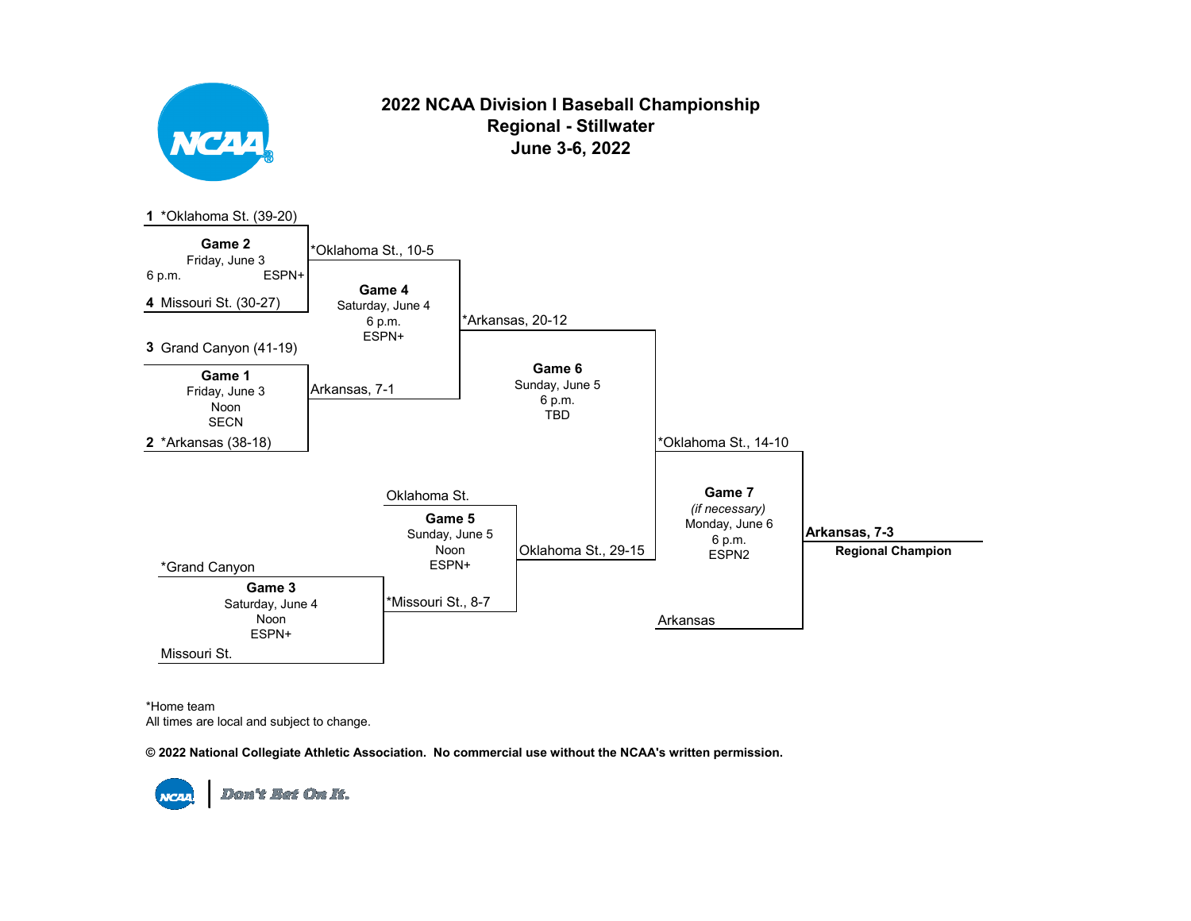# 2022 NCAA Division I Baseball Championship
## Regional - Stillwater
## June 3-6, 2022

1 *Oklahoma St. (39-20)

**Game 2**
Friday, June 3
6 p.m. ESPN+

4 Missouri St. (30-27)

*Oklahoma St., 10-5

**Game 4**
Saturday, June 4
6 p.m.
ESPN+

3 Grand Canyon (41-19)

**Game 1**
Friday, June 3
Noon
SECN

2 *Arkansas (38-18)

Arkansas, 7-1

*Arkansas, 20-12

**Game 6**
Sunday, June 5
6 p.m.
TBD

*Oklahoma St., 14-10

Oklahoma St.

**Game 5**
Sunday, June 5
Noon
ESPN+

*Grand Canyon

**Game 3**
Saturday, June 4
Noon
ESPN+

Missouri St.

*Missouri St., 8-7

Oklahoma St., 29-15

**Game 7**
*(if necessary)*
Monday, June 6
6 p.m.
ESPN2

Arkansas

**Arkansas, 7-3**
**Regional Champion**

*Home team
All times are local and subject to change.

**© 2022 National Collegiate Athletic Association. No commercial use without the NCAA's written permission.**

Don't Bet On It.